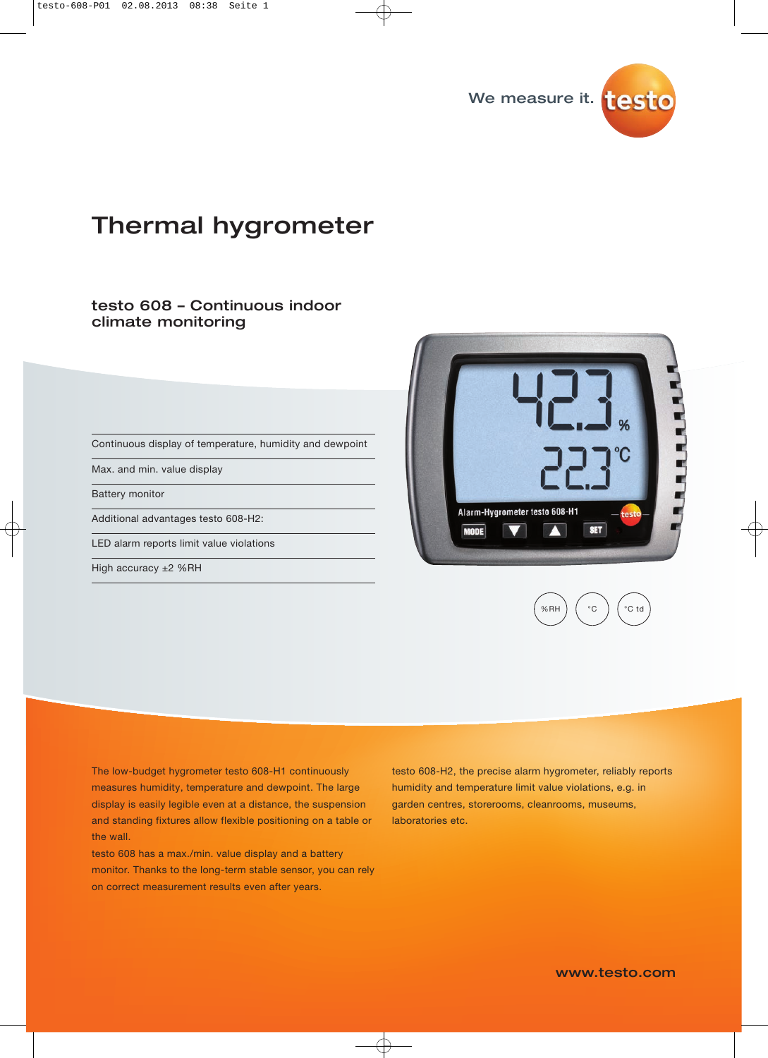We measure it. testo

# Thermal hygrometer

## testo 608 – Continuous indoor climate monitoring

- Continuous display of temperature, humidity and dewpoint
- Max. and min. value display
- Battery monitor
- Additional advantages testo 608-H2:
- LED alarm reports limit value violations
- High accuracy ±2 %RH

%RH °C °C td

The low-budget hygrometer testo 608-H1 continuously measures humidity, temperature and dewpoint. The large display is easily legible even at a distance, the suspension and standing fixtures allow flexible positioning on a table or the wall.

testo 608 has a max./min. value display and a battery monitor. Thanks to the long-term stable sensor, you can rely on correct measurement results even after years.

testo 608-H2, the precise alarm hygrometer, reliably reports humidity and temperature limit value violations, e.g. in garden centres, storerooms, cleanrooms, museums, laboratories etc.

www.testo.com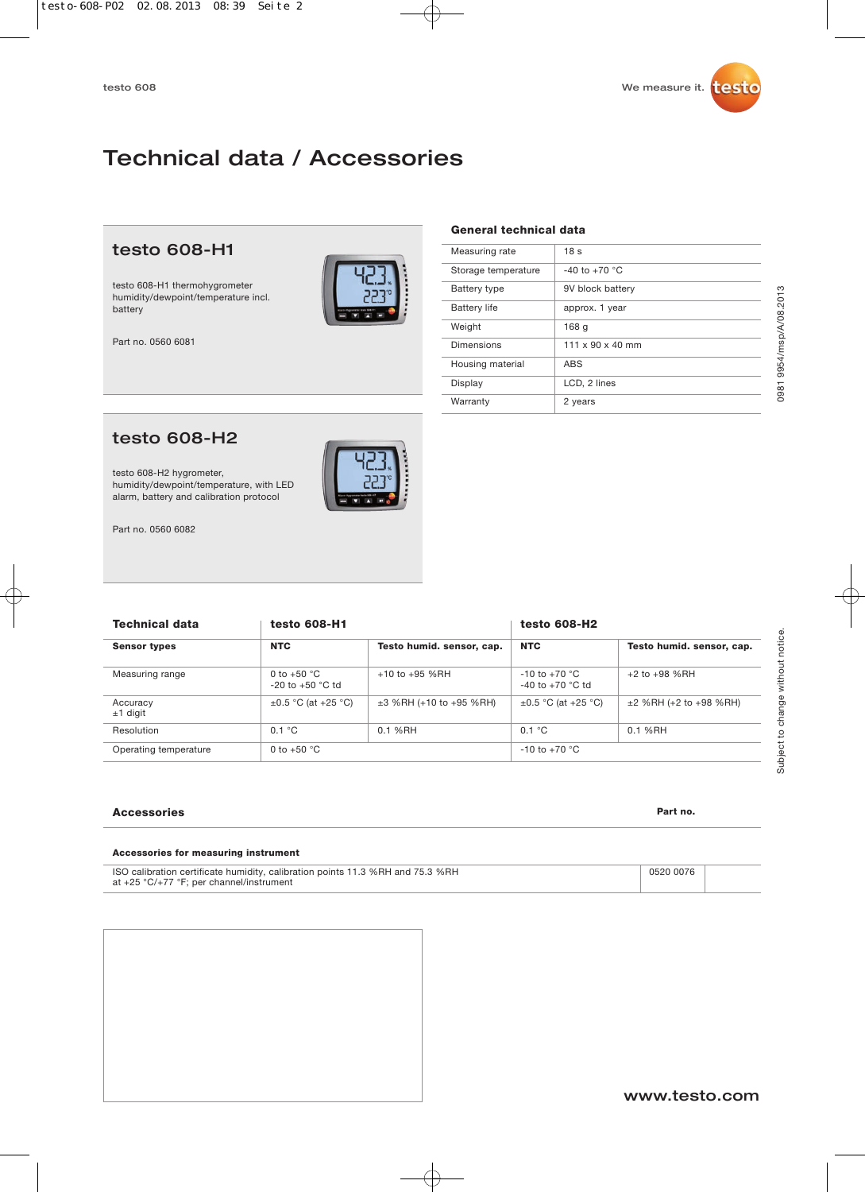# Technical data / Accessories

## testo 608-H1

testo 608-H1 thermohygrometer humidity/dewpoint/temperature incl. battery

Part no. 0560 6081

## testo 608-H2

testo 608-H2 hygrometer, humidity/dewpoint/temperature, with LED alarm, battery and calibration protocol

Part no. 0560 6082

### General technical data

| | |
|---|---|
| Measuring rate | 18 s |
| Storage temperature | -40 to +70 °C |
| Battery type | 9V block battery |
| Battery life | approx. 1 year |
| Weight | 168 g |
| Dimensions | 111 x 90 x 40 mm |
| Housing material | ABS |
| Display | LCD, 2 lines |
| Warranty | 2 years |

0981 9954/msp/A/08.2013

| Technical data | testo 608-H1 | | testo 608-H2 | |
|---|---|---|---|---|
| **Sensor types** | **NTC** | **Testo humid. sensor, cap.** | **NTC** | **Testo humid. sensor, cap.** |
| Measuring range | 0 to +50 °C<br>-20 to +50 °C td | +10 to +95 %RH | -10 to +70 °C<br>-40 to +70 °C td | +2 to +98 %RH |
| Accuracy<br>±1 digit | ±0.5 °C (at +25 °C) | ±3 %RH (+10 to +95 %RH) | ±0.5 °C (at +25 °C) | ±2 %RH (+2 to +98 %RH) |
| Resolution | 0.1 °C | 0.1 %RH | 0.1 °C | 0.1 %RH |
| Operating temperature | 0 to +50 °C | | -10 to +70 °C | |

Subject to change without notice.

### Accessories

| Accessories | Part no. |
|---|---|
| **Accessories for measuring instrument** | |
| ISO calibration certificate humidity, calibration points 11.3 %RH and 75.3 %RH at +25 °C/+77 °F; per channel/instrument | 0520 0076 |

www.testo.com